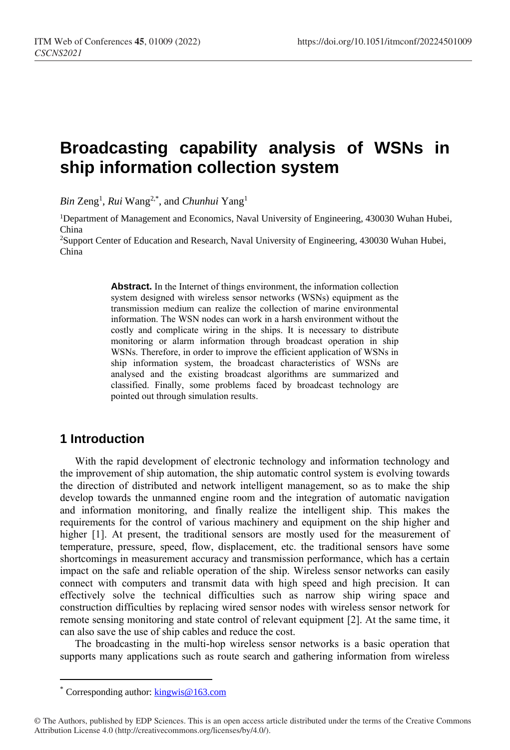# Broadcasting capability analysis of WSNs in ship information collection system

*Bin* Zeng[1], *Rui* Wang[2,*], and *Chunhui* Yang[1]

[1]Department of Management and Economics, Naval University of Engineering, 430030 Wuhan Hubei, China

[2]Support Center of Education and Research, Naval University of Engineering, 430030 Wuhan Hubei, China

**Abstract.** In the Internet of things environment, the information collection system designed with wireless sensor networks (WSNs) equipment as the transmission medium can realize the collection of marine environmental information. The WSN nodes can work in a harsh environment without the costly and complicate wiring in the ships. It is necessary to distribute monitoring or alarm information through broadcast operation in ship WSNs. Therefore, in order to improve the efficient application of WSNs in ship information system, the broadcast characteristics of WSNs are analysed and the existing broadcast algorithms are summarized and classified. Finally, some problems faced by broadcast technology are pointed out through simulation results.

## 1 Introduction

With the rapid development of electronic technology and information technology and the improvement of ship automation, the ship automatic control system is evolving towards the direction of distributed and network intelligent management, so as to make the ship develop towards the unmanned engine room and the integration of automatic navigation and information monitoring, and finally realize the intelligent ship. This makes the requirements for the control of various machinery and equipment on the ship higher and higher [1]. At present, the traditional sensors are mostly used for the measurement of temperature, pressure, speed, flow, displacement, etc. the traditional sensors have some shortcomings in measurement accuracy and transmission performance, which has a certain impact on the safe and reliable operation of the ship. Wireless sensor networks can easily connect with computers and transmit data with high speed and high precision. It can effectively solve the technical difficulties such as narrow ship wiring space and construction difficulties by replacing wired sensor nodes with wireless sensor network for remote sensing monitoring and state control of relevant equipment [2]. At the same time, it can also save the use of ship cables and reduce the cost.

The broadcasting in the multi-hop wireless sensor networks is a basic operation that supports many applications such as route search and gathering information from wireless

---

[*] Corresponding author: kingwis@163.com

© The Authors, published by EDP Sciences. This is an open access article distributed under the terms of the Creative Commons Attribution License 4.0 (http://creativecommons.org/licenses/by/4.0/).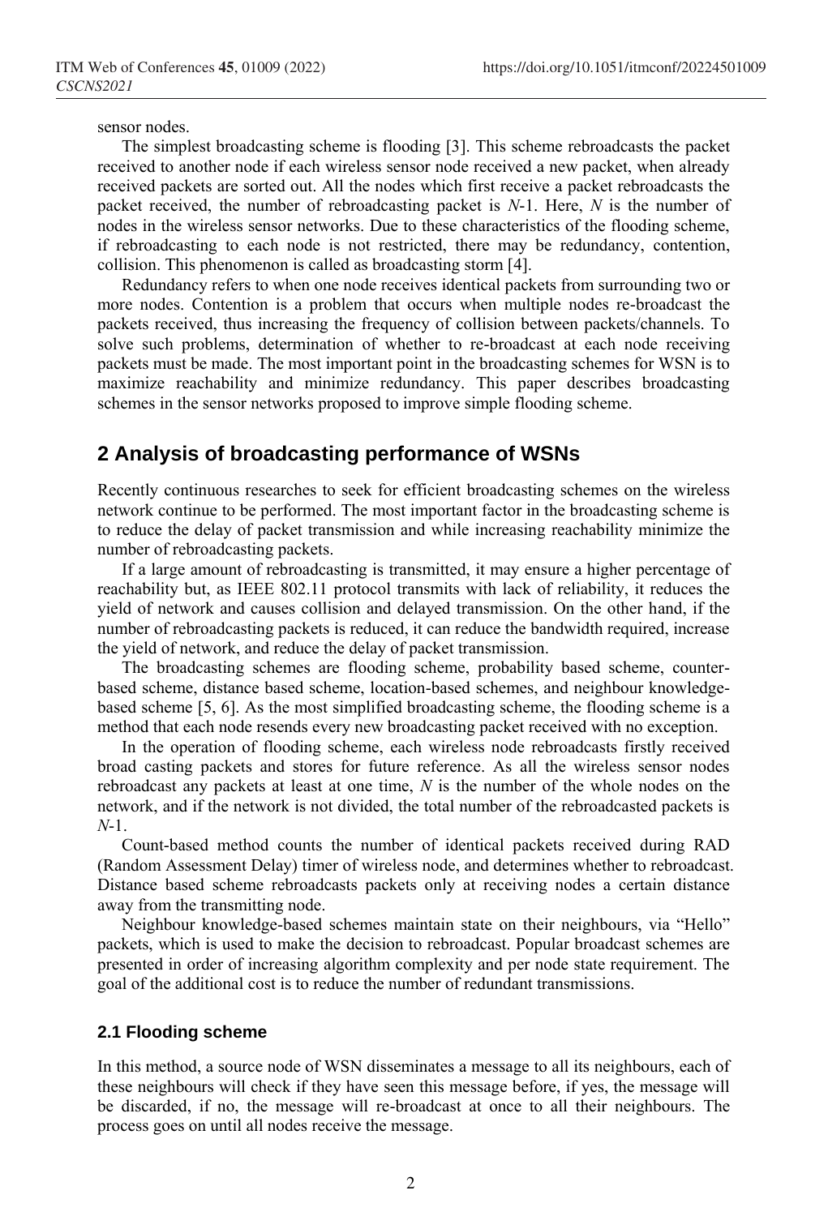sensor nodes.

The simplest broadcasting scheme is flooding [3]. This scheme rebroadcasts the packet received to another node if each wireless sensor node received a new packet, when already received packets are sorted out. All the nodes which first receive a packet rebroadcasts the packet received, the number of rebroadcasting packet is $N$-1. Here, $N$ is the number of nodes in the wireless sensor networks. Due to these characteristics of the flooding scheme, if rebroadcasting to each node is not restricted, there may be redundancy, contention, collision. This phenomenon is called as broadcasting storm [4].

Redundancy refers to when one node receives identical packets from surrounding two or more nodes. Contention is a problem that occurs when multiple nodes re-broadcast the packets received, thus increasing the frequency of collision between packets/channels. To solve such problems, determination of whether to re-broadcast at each node receiving packets must be made. The most important point in the broadcasting schemes for WSN is to maximize reachability and minimize redundancy. This paper describes broadcasting schemes in the sensor networks proposed to improve simple flooding scheme.

## 2 Analysis of broadcasting performance of WSNs

Recently continuous researches to seek for efficient broadcasting schemes on the wireless network continue to be performed. The most important factor in the broadcasting scheme is to reduce the delay of packet transmission and while increasing reachability minimize the number of rebroadcasting packets.

If a large amount of rebroadcasting is transmitted, it may ensure a higher percentage of reachability but, as IEEE 802.11 protocol transmits with lack of reliability, it reduces the yield of network and causes collision and delayed transmission. On the other hand, if the number of rebroadcasting packets is reduced, it can reduce the bandwidth required, increase the yield of network, and reduce the delay of packet transmission.

The broadcasting schemes are flooding scheme, probability based scheme, counter-based scheme, distance based scheme, location-based schemes, and neighbour knowledge-based scheme [5, 6]. As the most simplified broadcasting scheme, the flooding scheme is a method that each node resends every new broadcasting packet received with no exception.

In the operation of flooding scheme, each wireless node rebroadcasts firstly received broad casting packets and stores for future reference. As all the wireless sensor nodes rebroadcast any packets at least at one time, $N$ is the number of the whole nodes on the network, and if the network is not divided, the total number of the rebroadcasted packets is $N$-1.

Count-based method counts the number of identical packets received during RAD (Random Assessment Delay) timer of wireless node, and determines whether to rebroadcast. Distance based scheme rebroadcasts packets only at receiving nodes a certain distance away from the transmitting node.

Neighbour knowledge-based schemes maintain state on their neighbours, via "Hello" packets, which is used to make the decision to rebroadcast. Popular broadcast schemes are presented in order of increasing algorithm complexity and per node state requirement. The goal of the additional cost is to reduce the number of redundant transmissions.

### 2.1 Flooding scheme

In this method, a source node of WSN disseminates a message to all its neighbours, each of these neighbours will check if they have seen this message before, if yes, the message will be discarded, if no, the message will re-broadcast at once to all their neighbours. The process goes on until all nodes receive the message.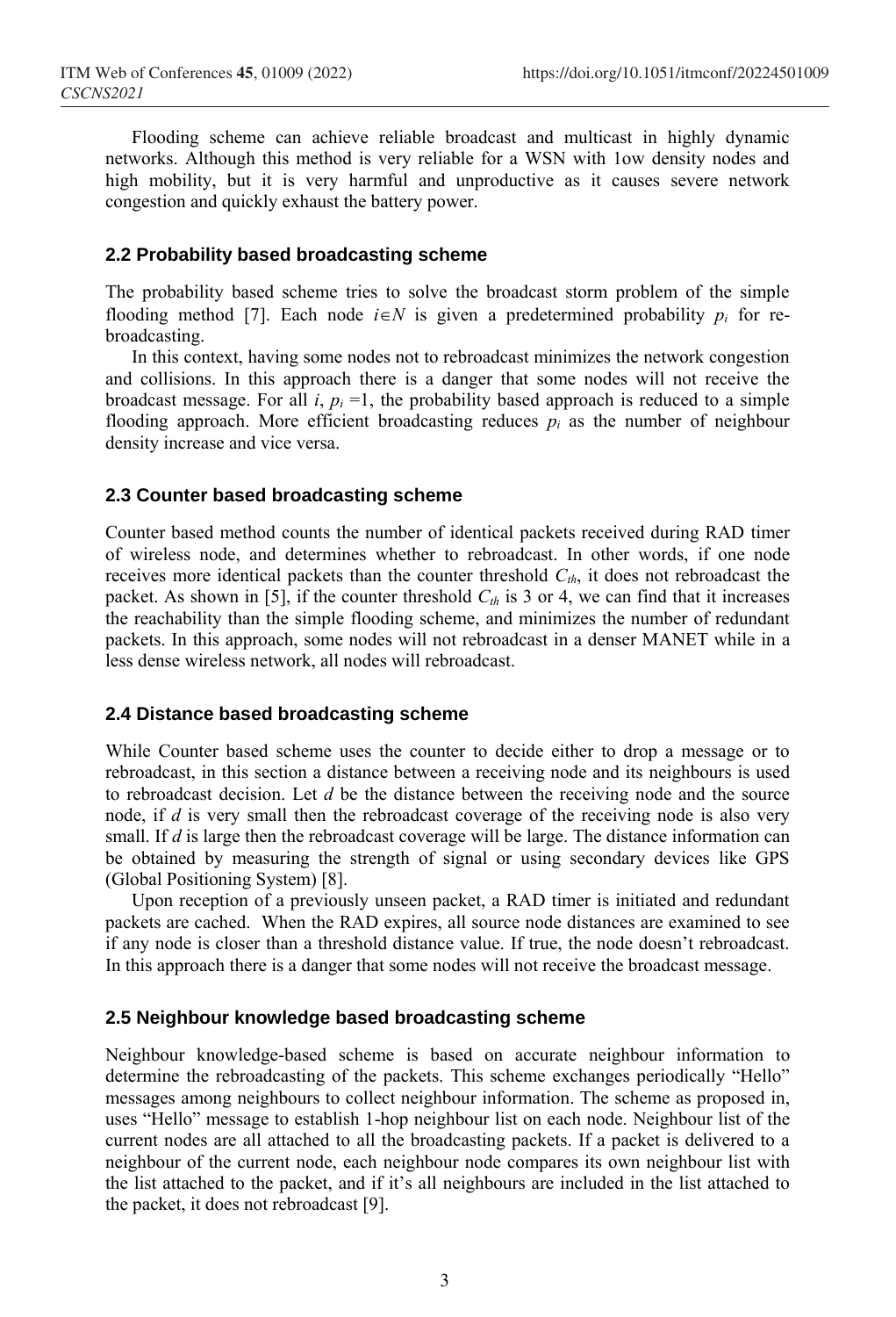Flooding scheme can achieve reliable broadcast and multicast in highly dynamic networks. Although this method is very reliable for a WSN with 1ow density nodes and high mobility, but it is very harmful and unproductive as it causes severe network congestion and quickly exhaust the battery power.

### 2.2 Probability based broadcasting scheme

The probability based scheme tries to solve the broadcast storm problem of the simple flooding method [7]. Each node $i \in N$ is given a predetermined probability $p_i$ for re-broadcasting.

In this context, having some nodes not to rebroadcast minimizes the network congestion and collisions. In this approach there is a danger that some nodes will not receive the broadcast message. For all $i$, $p_i = 1$, the probability based approach is reduced to a simple flooding approach. More efficient broadcasting reduces $p_i$ as the number of neighbour density increase and vice versa.

### 2.3 Counter based broadcasting scheme

Counter based method counts the number of identical packets received during RAD timer of wireless node, and determines whether to rebroadcast. In other words, if one node receives more identical packets than the counter threshold $C_{th}$, it does not rebroadcast the packet. As shown in [5], if the counter threshold $C_{th}$ is 3 or 4, we can find that it increases the reachability than the simple flooding scheme, and minimizes the number of redundant packets. In this approach, some nodes will not rebroadcast in a denser MANET while in a less dense wireless network, all nodes will rebroadcast.

### 2.4 Distance based broadcasting scheme

While Counter based scheme uses the counter to decide either to drop a message or to rebroadcast, in this section a distance between a receiving node and its neighbours is used to rebroadcast decision. Let $d$ be the distance between the receiving node and the source node, if $d$ is very small then the rebroadcast coverage of the receiving node is also very small. If $d$ is large then the rebroadcast coverage will be large. The distance information can be obtained by measuring the strength of signal or using secondary devices like GPS (Global Positioning System) [8].

Upon reception of a previously unseen packet, a RAD timer is initiated and redundant packets are cached. When the RAD expires, all source node distances are examined to see if any node is closer than a threshold distance value. If true, the node doesn't rebroadcast. In this approach there is a danger that some nodes will not receive the broadcast message.

### 2.5 Neighbour knowledge based broadcasting scheme

Neighbour knowledge-based scheme is based on accurate neighbour information to determine the rebroadcasting of the packets. This scheme exchanges periodically "Hello" messages among neighbours to collect neighbour information. The scheme as proposed in, uses "Hello" message to establish 1-hop neighbour list on each node. Neighbour list of the current nodes are all attached to all the broadcasting packets. If a packet is delivered to a neighbour of the current node, each neighbour node compares its own neighbour list with the list attached to the packet, and if it's all neighbours are included in the list attached to the packet, it does not rebroadcast [9].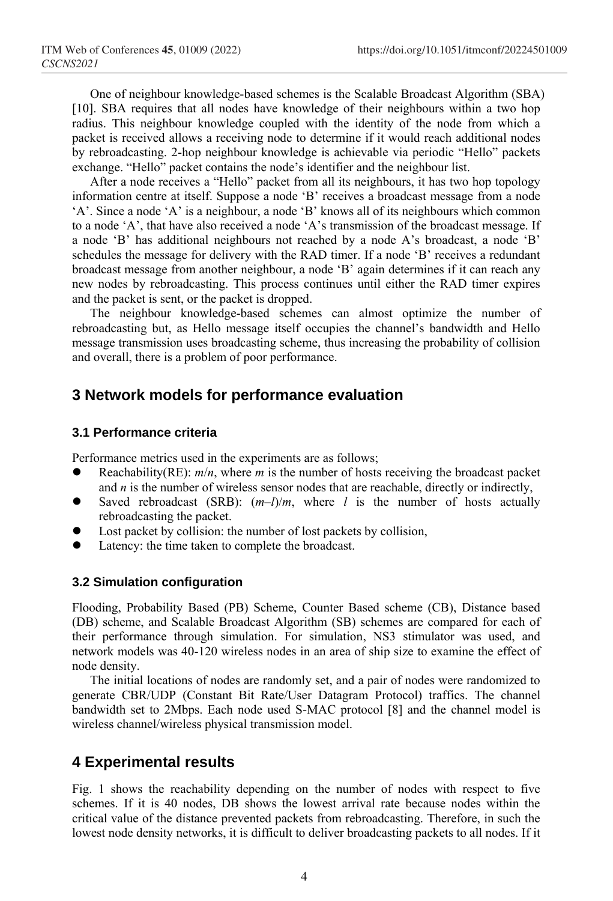One of neighbour knowledge-based schemes is the Scalable Broadcast Algorithm (SBA) [10]. SBA requires that all nodes have knowledge of their neighbours within a two hop radius. This neighbour knowledge coupled with the identity of the node from which a packet is received allows a receiving node to determine if it would reach additional nodes by rebroadcasting. 2-hop neighbour knowledge is achievable via periodic "Hello" packets exchange. "Hello" packet contains the node's identifier and the neighbour list.

After a node receives a "Hello" packet from all its neighbours, it has two hop topology information centre at itself. Suppose a node 'B' receives a broadcast message from a node 'A'. Since a node 'A' is a neighbour, a node 'B' knows all of its neighbours which common to a node 'A', that have also received a node 'A's transmission of the broadcast message. If a node 'B' has additional neighbours not reached by a node A's broadcast, a node 'B' schedules the message for delivery with the RAD timer. If a node 'B' receives a redundant broadcast message from another neighbour, a node 'B' again determines if it can reach any new nodes by rebroadcasting. This process continues until either the RAD timer expires and the packet is sent, or the packet is dropped.

The neighbour knowledge-based schemes can almost optimize the number of rebroadcasting but, as Hello message itself occupies the channel's bandwidth and Hello message transmission uses broadcasting scheme, thus increasing the probability of collision and overall, there is a problem of poor performance.

## 3 Network models for performance evaluation

### 3.1 Performance criteria

Performance metrics used in the experiments are as follows;

- Reachability(RE): $m/n$, where $m$ is the number of hosts receiving the broadcast packet and $n$ is the number of wireless sensor nodes that are reachable, directly or indirectly,
- Saved rebroadcast (SRB): $(m–l)/m$, where $l$ is the number of hosts actually rebroadcasting the packet.
- Lost packet by collision: the number of lost packets by collision,
- Latency: the time taken to complete the broadcast.

### 3.2 Simulation configuration

Flooding, Probability Based (PB) Scheme, Counter Based scheme (CB), Distance based (DB) scheme, and Scalable Broadcast Algorithm (SB) schemes are compared for each of their performance through simulation. For simulation, NS3 stimulator was used, and network models was 40-120 wireless nodes in an area of ship size to examine the effect of node density.

The initial locations of nodes are randomly set, and a pair of nodes were randomized to generate CBR/UDP (Constant Bit Rate/User Datagram Protocol) traffics. The channel bandwidth set to 2Mbps. Each node used S-MAC protocol [8] and the channel model is wireless channel/wireless physical transmission model.

## 4 Experimental results

Fig. 1 shows the reachability depending on the number of nodes with respect to five schemes. If it is 40 nodes, DB shows the lowest arrival rate because nodes within the critical value of the distance prevented packets from rebroadcasting. Therefore, in such the lowest node density networks, it is difficult to deliver broadcasting packets to all nodes. If it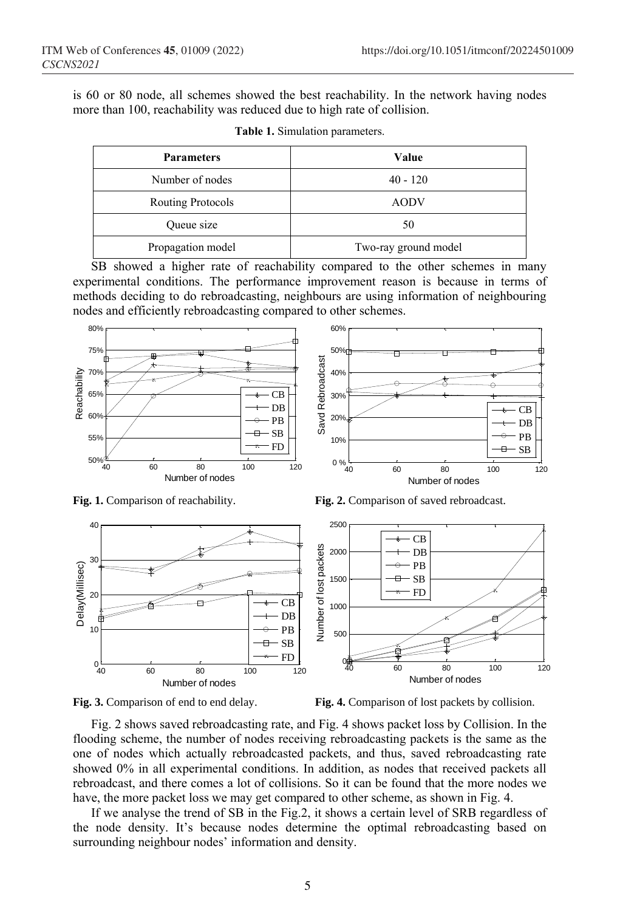is 60 or 80 node, all schemes showed the best reachability. In the network having nodes more than 100, reachability was reduced due to high rate of collision.

**Table 1.** Simulation parameters.

| Parameters | Value |
|---|---|
| Number of nodes | 40 - 120 |
| Routing Protocols | AODV |
| Queue size | 50 |
| Propagation model | Two-ray ground model |

SB showed a higher rate of reachability compared to the other schemes in many experimental conditions. The performance improvement reason is because in terms of methods deciding to do rebroadcasting, neighbours are using information of neighbouring nodes and efficiently rebroadcasting compared to other schemes.

**Fig. 1.** Comparison of reachability.

**Fig. 2.** Comparison of saved rebroadcast.

**Fig. 3.** Comparison of end to end delay.

**Fig. 4.** Comparison of lost packets by collision.

Fig. 2 shows saved rebroadcasting rate, and Fig. 4 shows packet loss by Collision. In the flooding scheme, the number of nodes receiving rebroadcasting packets is the same as the one of nodes which actually rebroadcasted packets, and thus, saved rebroadcasting rate showed 0% in all experimental conditions. In addition, as nodes that received packets all rebroadcast, and there comes a lot of collisions. So it can be found that the more nodes we have, the more packet loss we may get compared to other scheme, as shown in Fig. 4.

If we analyse the trend of SB in the Fig.2, it shows a certain level of SRB regardless of the node density. It's because nodes determine the optimal rebroadcasting based on surrounding neighbour nodes' information and density.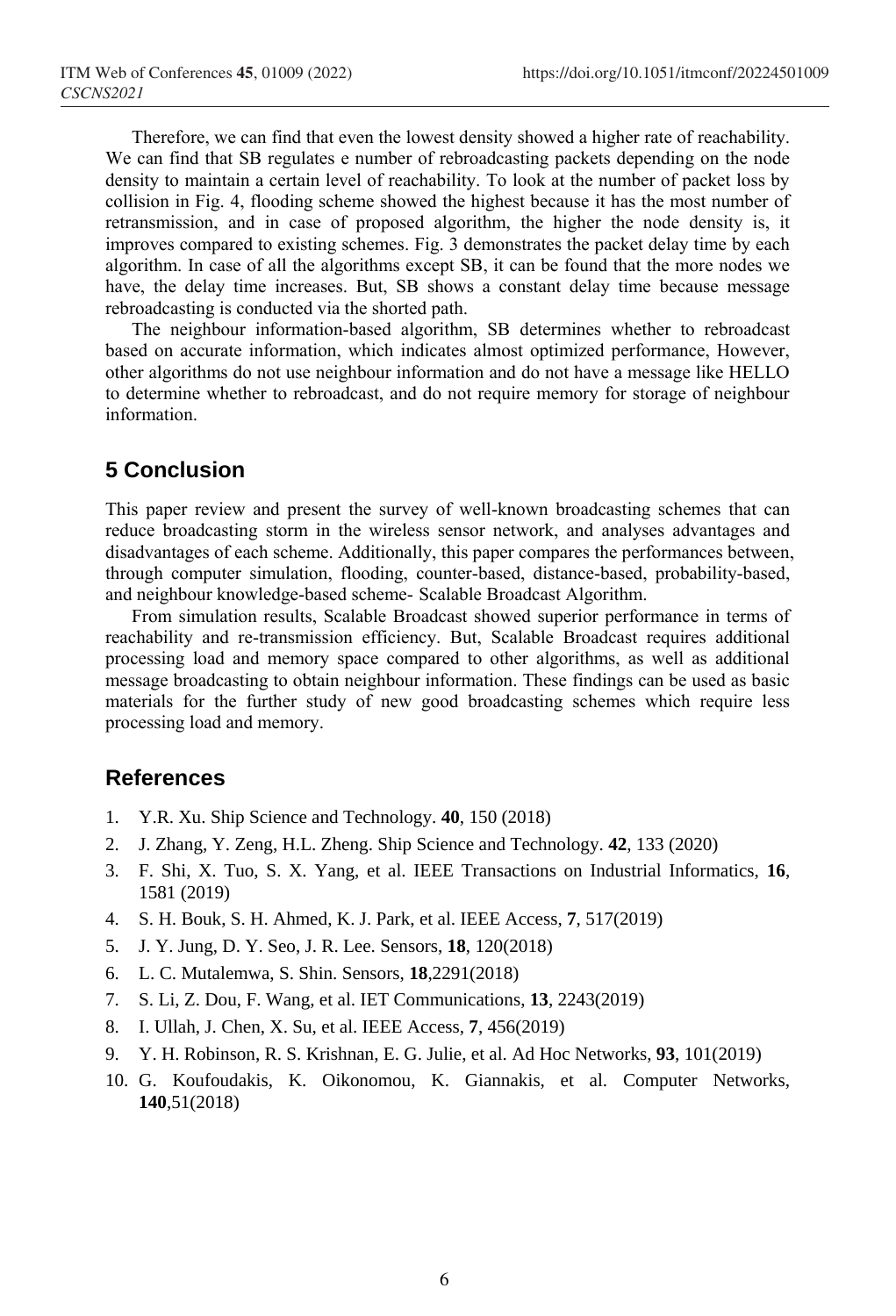Therefore, we can find that even the lowest density showed a higher rate of reachability. We can find that SB regulates e number of rebroadcasting packets depending on the node density to maintain a certain level of reachability. To look at the number of packet loss by collision in Fig. 4, flooding scheme showed the highest because it has the most number of retransmission, and in case of proposed algorithm, the higher the node density is, it improves compared to existing schemes. Fig. 3 demonstrates the packet delay time by each algorithm. In case of all the algorithms except SB, it can be found that the more nodes we have, the delay time increases. But, SB shows a constant delay time because message rebroadcasting is conducted via the shorted path.

The neighbour information-based algorithm, SB determines whether to rebroadcast based on accurate information, which indicates almost optimized performance, However, other algorithms do not use neighbour information and do not have a message like HELLO to determine whether to rebroadcast, and do not require memory for storage of neighbour information.

## 5 Conclusion

This paper review and present the survey of well-known broadcasting schemes that can reduce broadcasting storm in the wireless sensor network, and analyses advantages and disadvantages of each scheme. Additionally, this paper compares the performances between, through computer simulation, flooding, counter-based, distance-based, probability-based, and neighbour knowledge-based scheme- Scalable Broadcast Algorithm.

From simulation results, Scalable Broadcast showed superior performance in terms of reachability and re-transmission efficiency. But, Scalable Broadcast requires additional processing load and memory space compared to other algorithms, as well as additional message broadcasting to obtain neighbour information. These findings can be used as basic materials for the further study of new good broadcasting schemes which require less processing load and memory.

## References

1. Y.R. Xu. Ship Science and Technology. **40**, 150 (2018)
2. J. Zhang, Y. Zeng, H.L. Zheng. Ship Science and Technology. **42**, 133 (2020)
3. F. Shi, X. Tuo, S. X. Yang, et al. IEEE Transactions on Industrial Informatics, **16**, 1581 (2019)
4. S. H. Bouk, S. H. Ahmed, K. J. Park, et al. IEEE Access, **7**, 517(2019)
5. J. Y. Jung, D. Y. Seo, J. R. Lee. Sensors, **18**, 120(2018)
6. L. C. Mutalemwa, S. Shin. Sensors, **18**,2291(2018)
7. S. Li, Z. Dou, F. Wang, et al. IET Communications, **13**, 2243(2019)
8. I. Ullah, J. Chen, X. Su, et al. IEEE Access, **7**, 456(2019)
9. Y. H. Robinson, R. S. Krishnan, E. G. Julie, et al. Ad Hoc Networks, **93**, 101(2019)
10. G. Koufoudakis, K. Oikonomou, K. Giannakis, et al. Computer Networks, **140**,51(2018)